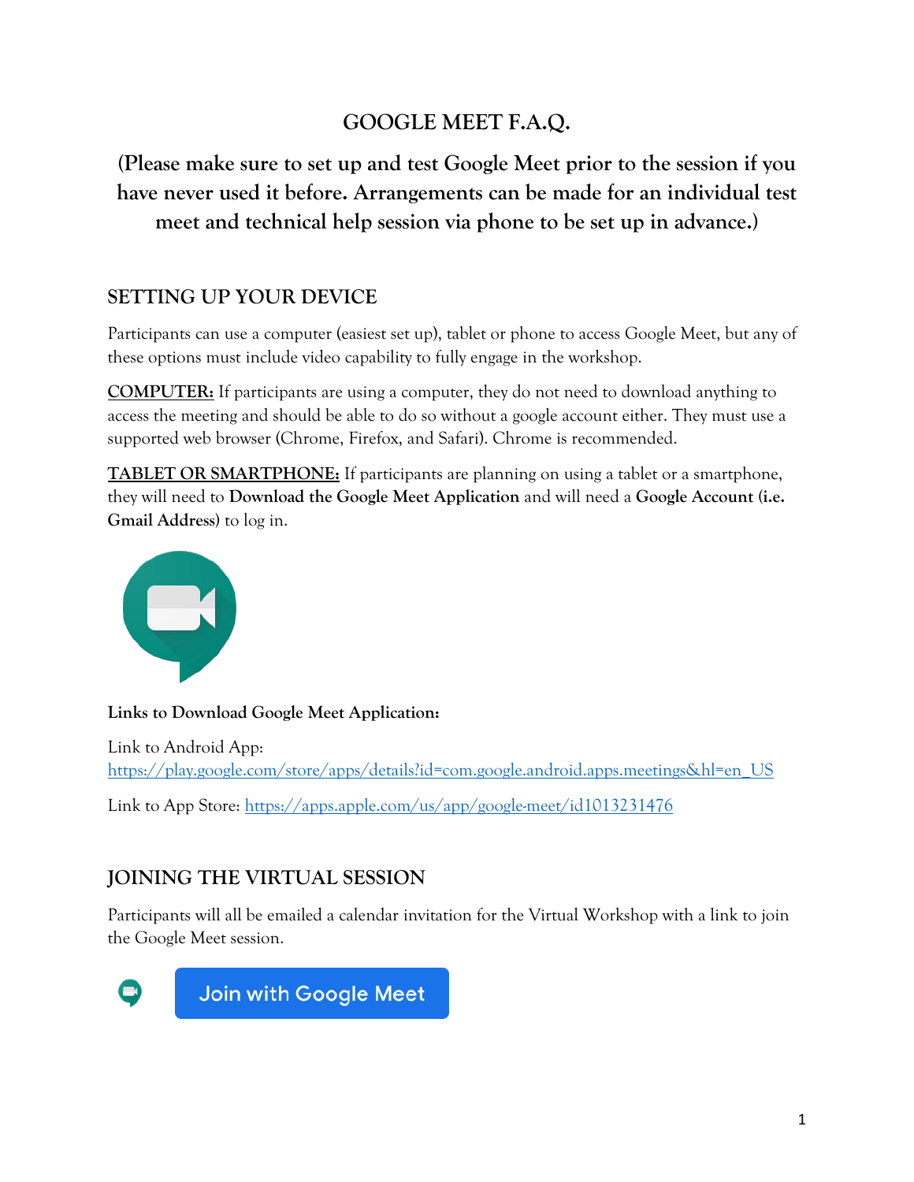# GOOGLE MEET F.A.Q.

**(Please make sure to set up and test Google Meet prior to the session if you have never used it before. Arrangements can be made for an individual test meet and technical help session via phone to be set up in advance.)**

## SETTING UP YOUR DEVICE

Participants can use a computer (easiest set up), tablet or phone to access Google Meet, but any of these options must include video capability to fully engage in the workshop.

**COMPUTER:** If participants are using a computer, they do not need to download anything to access the meeting and should be able to do so without a google account either. They must use a supported web browser (Chrome, Firefox, and Safari). Chrome is recommended.

**TABLET OR SMARTPHONE:** If participants are planning on using a tablet or a smartphone, they will need to **Download the Google Meet Application** and will need a **Google Account (i.e. Gmail Address)** to log in.

**Links to Download Google Meet Application:**

Link to Android App:
https://play.google.com/store/apps/details?id=com.google.android.apps.meetings&hl=en_US

Link to App Store: https://apps.apple.com/us/app/google-meet/id1013231476

## JOINING THE VIRTUAL SESSION

Participants will all be emailed a calendar invitation for the Virtual Workshop with a link to join the Google Meet session.

Join with Google Meet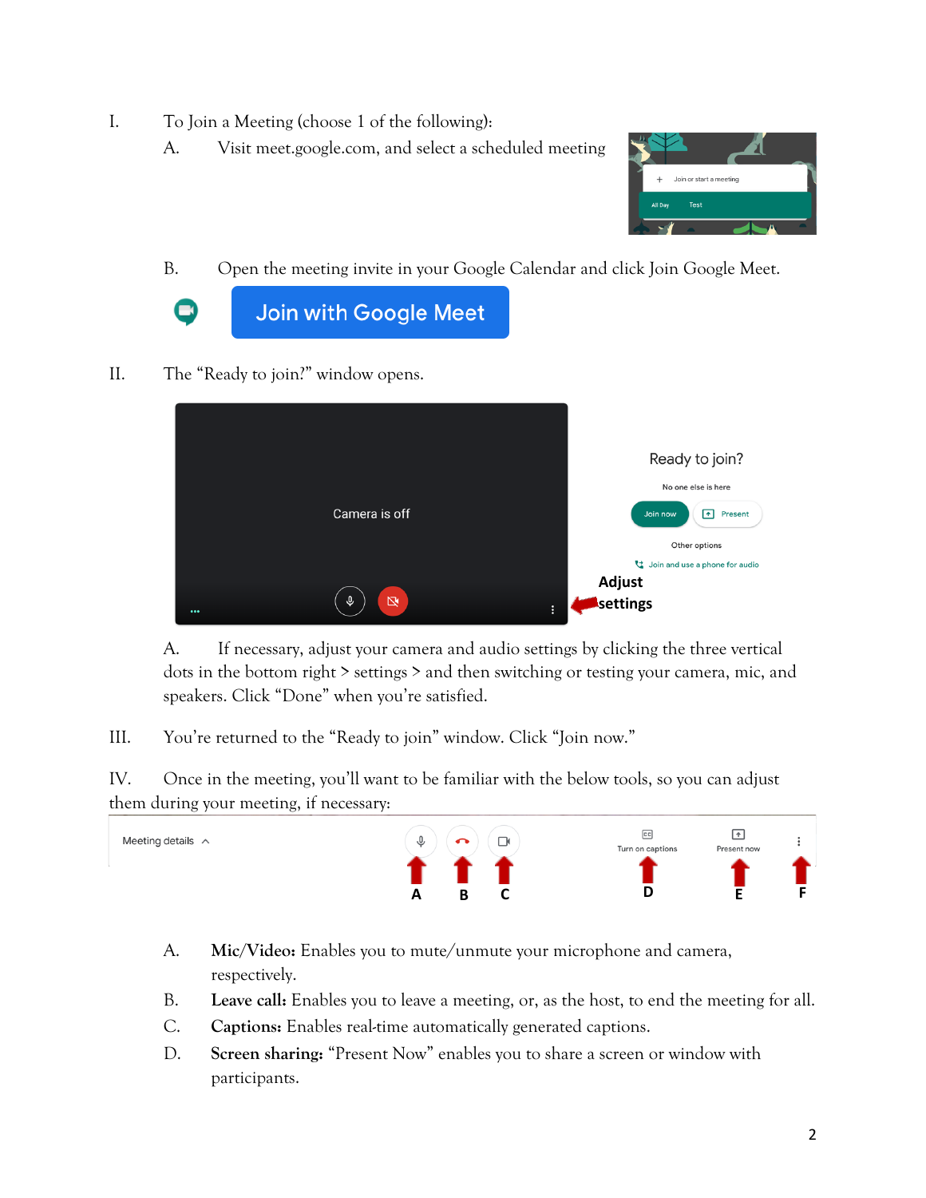I. To Join a Meeting (choose 1 of the following):

   A. Visit meet.google.com, and select a scheduled meeting

   B. Open the meeting invite in your Google Calendar and click Join Google Meet.

II. The "Ready to join?" window opens.

   A. If necessary, adjust your camera and audio settings by clicking the three vertical dots in the bottom right > settings > and then switching or testing your camera, mic, and speakers. Click "Done" when you're satisfied.

III. You're returned to the "Ready to join" window. Click "Join now."

IV. Once in the meeting, you'll want to be familiar with the below tools, so you can adjust them during your meeting, if necessary:

   A. **Mic/Video:** Enables you to mute/unmute your microphone and camera, respectively.
   B. **Leave call:** Enables you to leave a meeting, or, as the host, to end the meeting for all.
   C. **Captions:** Enables real-time automatically generated captions.
   D. **Screen sharing:** "Present Now" enables you to share a screen or window with participants.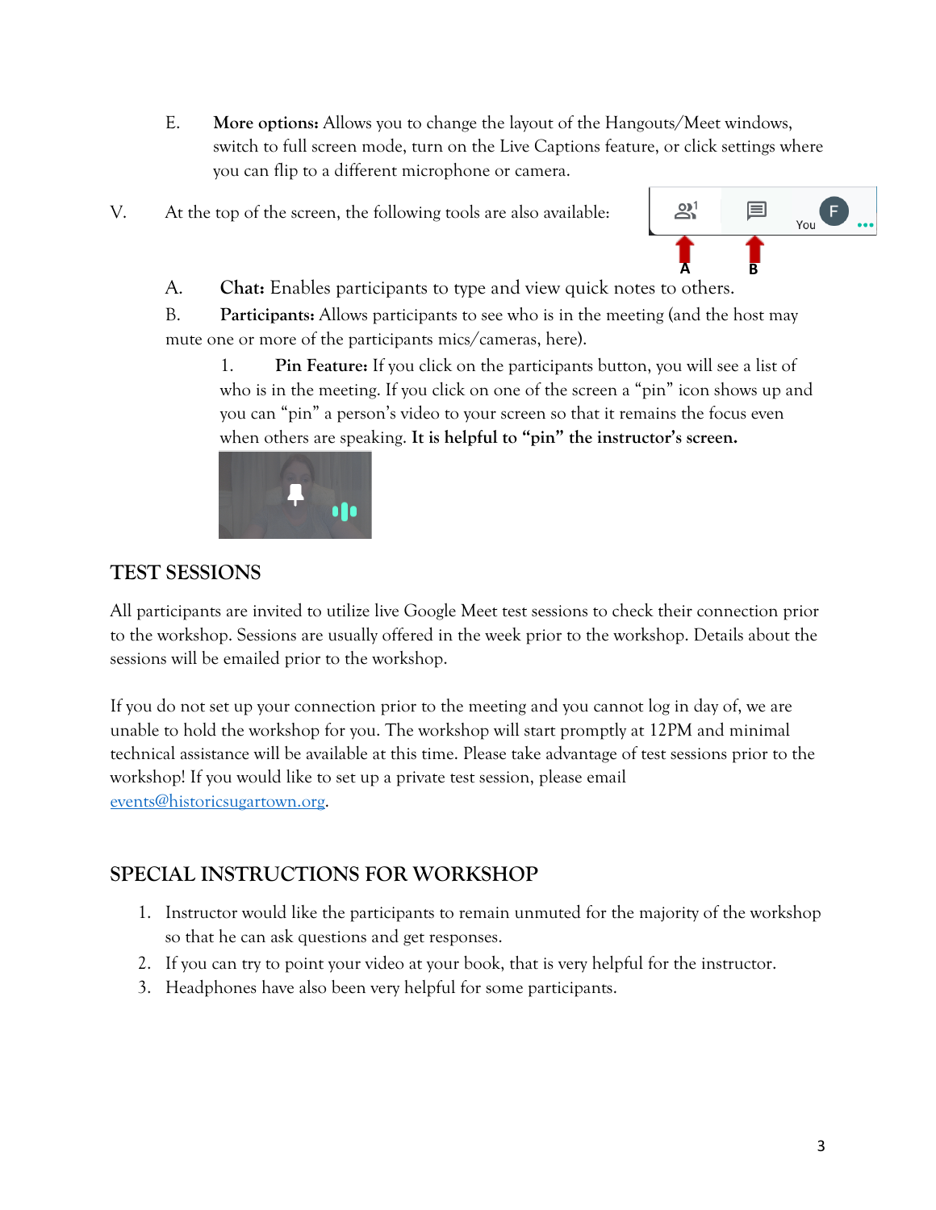E. **More options:** Allows you to change the layout of the Hangouts/Meet windows, switch to full screen mode, turn on the Live Captions feature, or click settings where you can flip to a different microphone or camera.

V. At the top of the screen, the following tools are also available:

A. **Chat:** Enables participants to type and view quick notes to others.

B. **Participants:** Allows participants to see who is in the meeting (and the host may mute one or more of the participants mics/cameras, here).

1. **Pin Feature:** If you click on the participants button, you will see a list of who is in the meeting. If you click on one of the screen a "pin" icon shows up and you can "pin" a person's video to your screen so that it remains the focus even when others are speaking. **It is helpful to "pin" the instructor's screen.**

## TEST SESSIONS

All participants are invited to utilize live Google Meet test sessions to check their connection prior to the workshop. Sessions are usually offered in the week prior to the workshop. Details about the sessions will be emailed prior to the workshop.

If you do not set up your connection prior to the meeting and you cannot log in day of, we are unable to hold the workshop for you. The workshop will start promptly at 12PM and minimal technical assistance will be available at this time. Please take advantage of test sessions prior to the workshop! If you would like to set up a private test session, please email events@historicsugartown.org.

## SPECIAL INSTRUCTIONS FOR WORKSHOP

1. Instructor would like the participants to remain unmuted for the majority of the workshop so that he can ask questions and get responses.
2. If you can try to point your video at your book, that is very helpful for the instructor.
3. Headphones have also been very helpful for some participants.